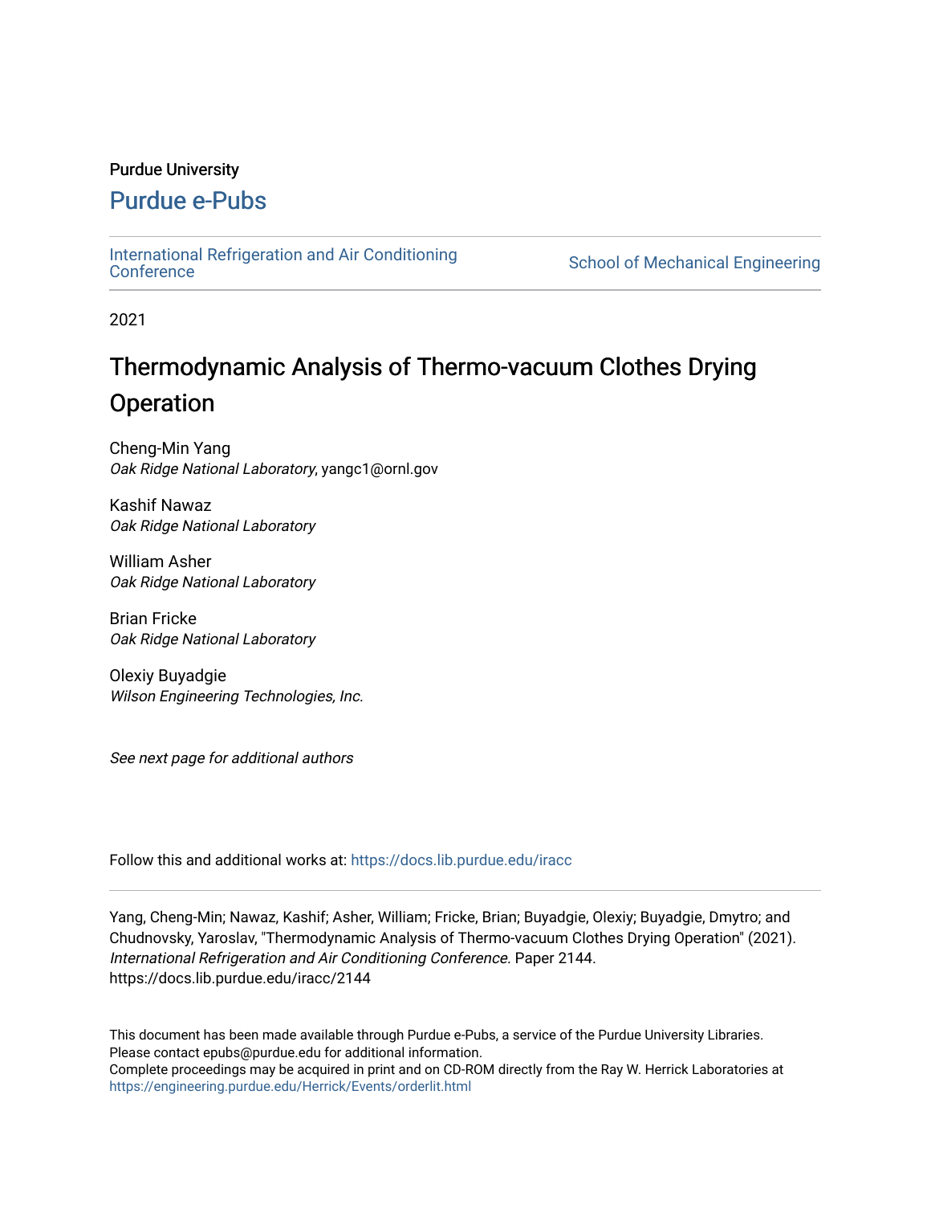Purdue University

# Purdue e-Pubs

International Refrigeration and Air Conditioning Conference | School of Mechanical Engineering

2021

# Thermodynamic Analysis of Thermo-vacuum Clothes Drying Operation

Cheng-Min Yang
*Oak Ridge National Laboratory*, yangc1@ornl.gov

Kashif Nawaz
*Oak Ridge National Laboratory*

William Asher
*Oak Ridge National Laboratory*

Brian Fricke
*Oak Ridge National Laboratory*

Olexiy Buyadgie
*Wilson Engineering Technologies, Inc.*

*See next page for additional authors*

Follow this and additional works at: https://docs.lib.purdue.edu/iracc

Yang, Cheng-Min; Nawaz, Kashif; Asher, William; Fricke, Brian; Buyadgie, Olexiy; Buyadgie, Dmytro; and Chudnovsky, Yaroslav, "Thermodynamic Analysis of Thermo-vacuum Clothes Drying Operation" (2021). *International Refrigeration and Air Conditioning Conference*. Paper 2144.
https://docs.lib.purdue.edu/iracc/2144

This document has been made available through Purdue e-Pubs, a service of the Purdue University Libraries.
Please contact epubs@purdue.edu for additional information.
Complete proceedings may be acquired in print and on CD-ROM directly from the Ray W. Herrick Laboratories at
https://engineering.purdue.edu/Herrick/Events/orderlit.html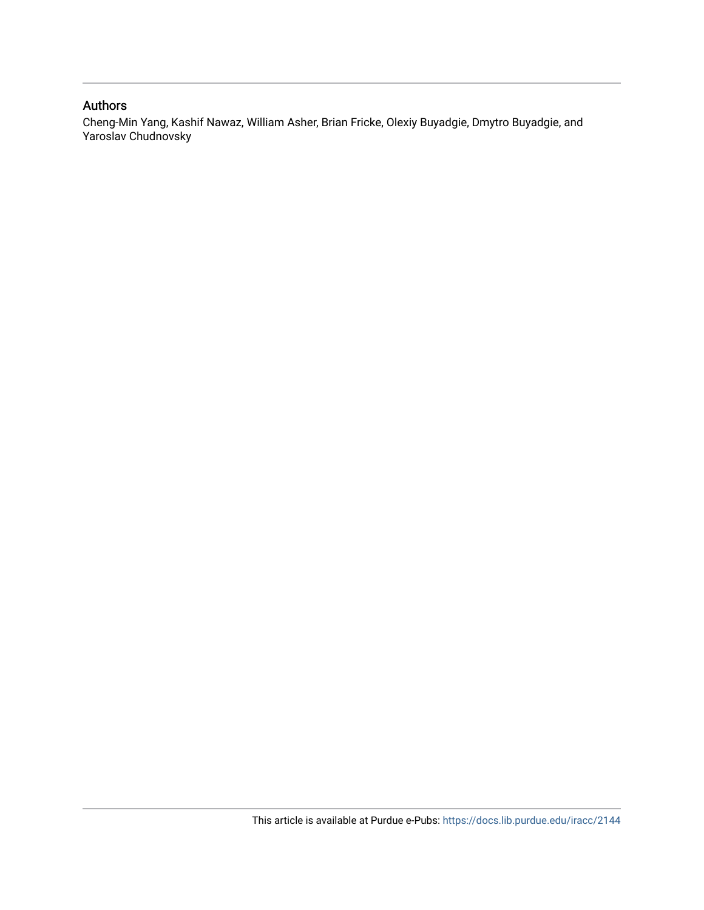## Authors

Cheng-Min Yang, Kashif Nawaz, William Asher, Brian Fricke, Olexiy Buyadgie, Dmytro Buyadgie, and Yaroslav Chudnovsky

This article is available at Purdue e-Pubs: https://docs.lib.purdue.edu/iracc/2144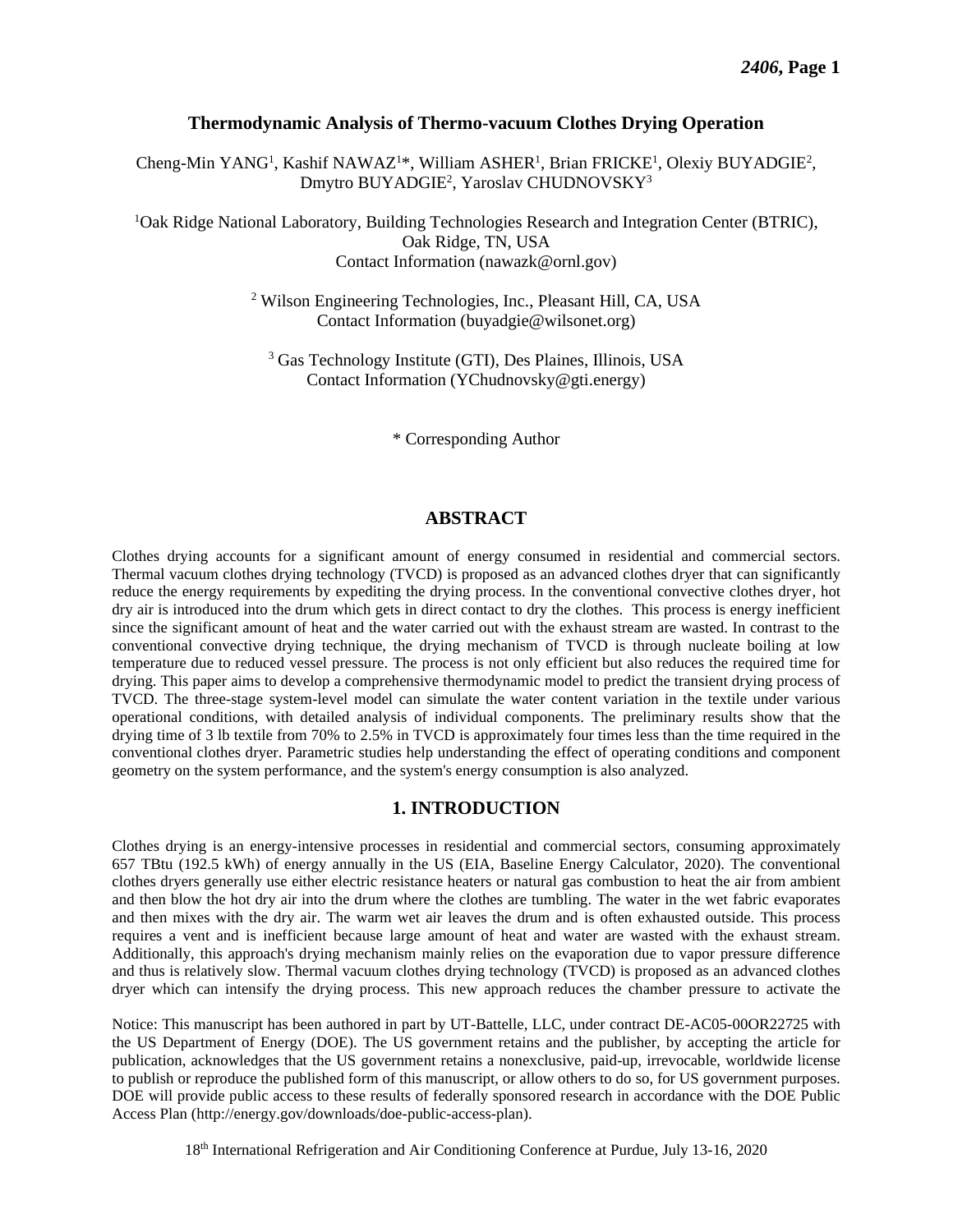# Thermodynamic Analysis of Thermo-vacuum Clothes Drying Operation

Cheng-Min YANG[1], Kashif NAWAZ[1]*, William ASHER[1], Brian FRICKE[1], Olexiy BUYADGIE[2], Dmytro BUYADGIE[2], Yaroslav CHUDNOVSKY[3]

[1]Oak Ridge National Laboratory, Building Technologies Research and Integration Center (BTRIC), Oak Ridge, TN, USA
Contact Information (nawazk@ornl.gov)

[2] Wilson Engineering Technologies, Inc., Pleasant Hill, CA, USA
Contact Information (buyadgie@wilsonet.org)

[3] Gas Technology Institute (GTI), Des Plaines, Illinois, USA
Contact Information (YChudnovsky@gti.energy)

\* Corresponding Author

## ABSTRACT

Clothes drying accounts for a significant amount of energy consumed in residential and commercial sectors. Thermal vacuum clothes drying technology (TVCD) is proposed as an advanced clothes dryer that can significantly reduce the energy requirements by expediting the drying process. In the conventional convective clothes dryer, hot dry air is introduced into the drum which gets in direct contact to dry the clothes. This process is energy inefficient since the significant amount of heat and the water carried out with the exhaust stream are wasted. In contrast to the conventional convective drying technique, the drying mechanism of TVCD is through nucleate boiling at low temperature due to reduced vessel pressure. The process is not only efficient but also reduces the required time for drying. This paper aims to develop a comprehensive thermodynamic model to predict the transient drying process of TVCD. The three-stage system-level model can simulate the water content variation in the textile under various operational conditions, with detailed analysis of individual components. The preliminary results show that the drying time of 3 lb textile from 70% to 2.5% in TVCD is approximately four times less than the time required in the conventional clothes dryer. Parametric studies help understanding the effect of operating conditions and component geometry on the system performance, and the system's energy consumption is also analyzed.

## 1. INTRODUCTION

Clothes drying is an energy-intensive processes in residential and commercial sectors, consuming approximately 657 TBtu (192.5 kWh) of energy annually in the US (EIA, Baseline Energy Calculator, 2020). The conventional clothes dryers generally use either electric resistance heaters or natural gas combustion to heat the air from ambient and then blow the hot dry air into the drum where the clothes are tumbling. The water in the wet fabric evaporates and then mixes with the dry air. The warm wet air leaves the drum and is often exhausted outside. This process requires a vent and is inefficient because large amount of heat and water are wasted with the exhaust stream. Additionally, this approach's drying mechanism mainly relies on the evaporation due to vapor pressure difference and thus is relatively slow. Thermal vacuum clothes drying technology (TVCD) is proposed as an advanced clothes dryer which can intensify the drying process. This new approach reduces the chamber pressure to activate the

Notice: This manuscript has been authored in part by UT-Battelle, LLC, under contract DE-AC05-00OR22725 with the US Department of Energy (DOE). The US government retains and the publisher, by accepting the article for publication, acknowledges that the US government retains a nonexclusive, paid-up, irrevocable, worldwide license to publish or reproduce the published form of this manuscript, or allow others to do so, for US government purposes. DOE will provide public access to these results of federally sponsored research in accordance with the DOE Public Access Plan (http://energy.gov/downloads/doe-public-access-plan).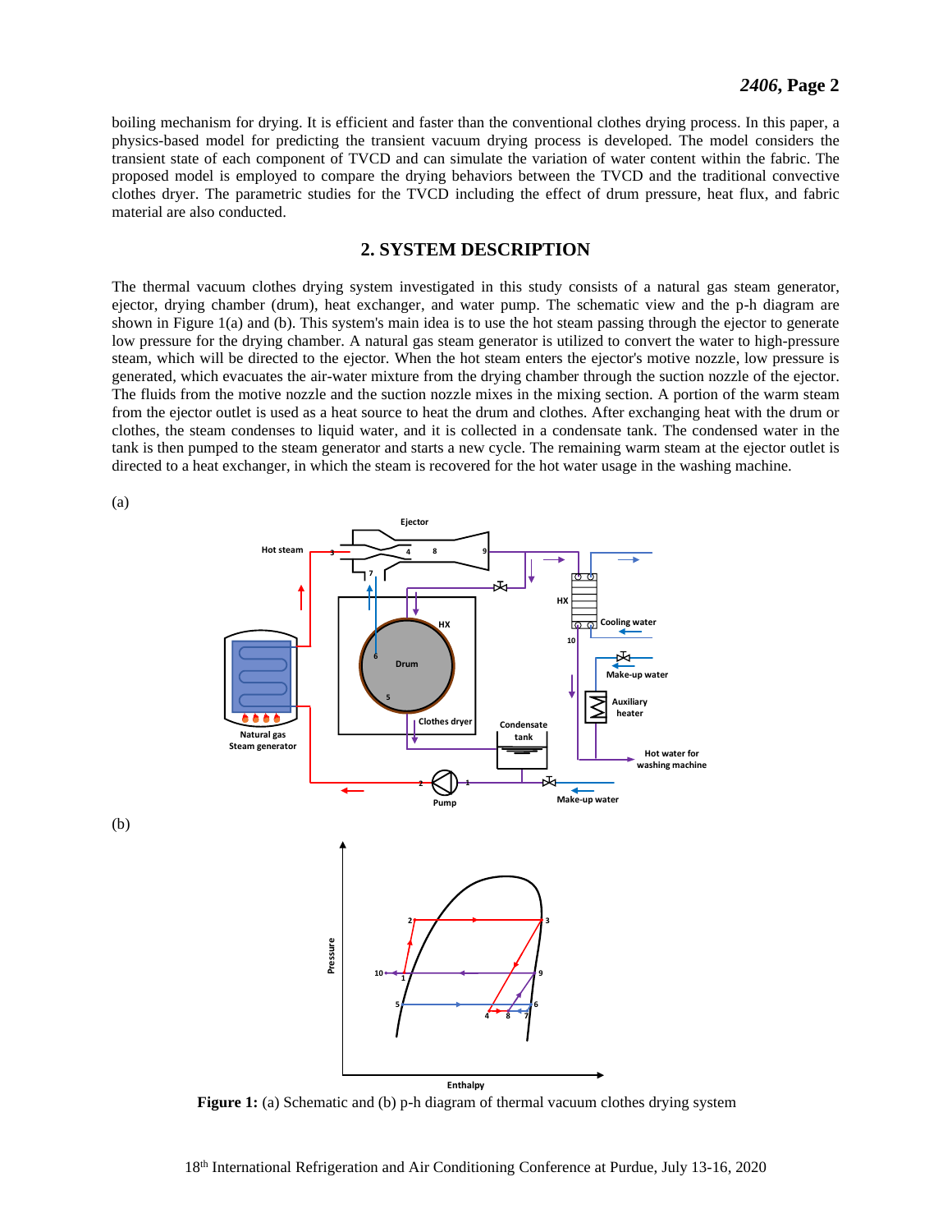boiling mechanism for drying. It is efficient and faster than the conventional clothes drying process. In this paper, a physics-based model for predicting the transient vacuum drying process is developed. The model considers the transient state of each component of TVCD and can simulate the variation of water content within the fabric. The proposed model is employed to compare the drying behaviors between the TVCD and the traditional convective clothes dryer. The parametric studies for the TVCD including the effect of drum pressure, heat flux, and fabric material are also conducted.

## 2. SYSTEM DESCRIPTION

The thermal vacuum clothes drying system investigated in this study consists of a natural gas steam generator, ejector, drying chamber (drum), heat exchanger, and water pump. The schematic view and the p-h diagram are shown in Figure 1(a) and (b). This system's main idea is to use the hot steam passing through the ejector to generate low pressure for the drying chamber. A natural gas steam generator is utilized to convert the water to high-pressure steam, which will be directed to the ejector. When the hot steam enters the ejector's motive nozzle, low pressure is generated, which evacuates the air-water mixture from the drying chamber through the suction nozzle of the ejector. The fluids from the motive nozzle and the suction nozzle mixes in the mixing section. A portion of the warm steam from the ejector outlet is used as a heat source to heat the drum and clothes. After exchanging heat with the drum or clothes, the steam condenses to liquid water, and it is collected in a condensate tank. The condensed water in the tank is then pumped to the steam generator and starts a new cycle. The remaining warm steam at the ejector outlet is directed to a heat exchanger, in which the steam is recovered for the hot water usage in the washing machine.

(a)

(b)

**Figure 1:** (a) Schematic and (b) p-h diagram of thermal vacuum clothes drying system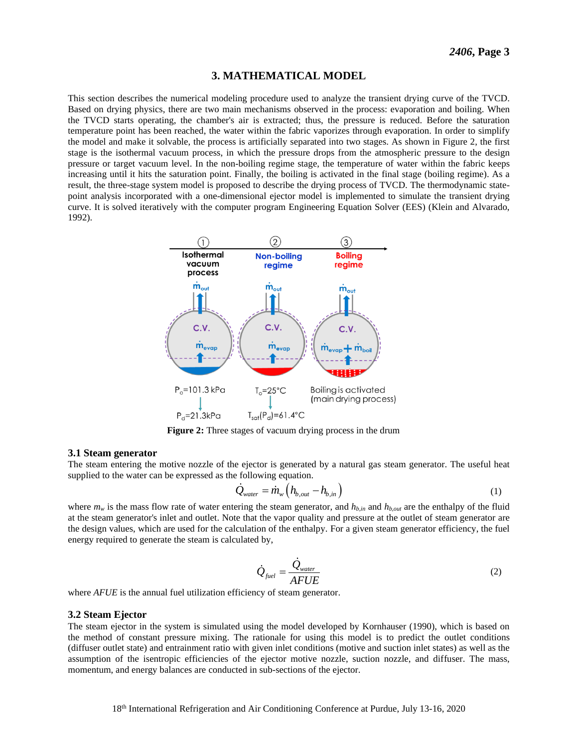## 3. MATHEMATICAL MODEL

This section describes the numerical modeling procedure used to analyze the transient drying curve of the TVCD. Based on drying physics, there are two main mechanisms observed in the process: evaporation and boiling. When the TVCD starts operating, the chamber's air is extracted; thus, the pressure is reduced. Before the saturation temperature point has been reached, the water within the fabric vaporizes through evaporation. In order to simplify the model and make it solvable, the process is artificially separated into two stages. As shown in Figure 2, the first stage is the isothermal vacuum process, in which the pressure drops from the atmospheric pressure to the design pressure or target vacuum level. In the non-boiling regime stage, the temperature of water within the fabric keeps increasing until it hits the saturation point. Finally, the boiling is activated in the final stage (boiling regime). As a result, the three-stage system model is proposed to describe the drying process of TVCD. The thermodynamic state-point analysis incorporated with a one-dimensional ejector model is implemented to simulate the transient drying curve. It is solved iteratively with the computer program Engineering Equation Solver (EES) (Klein and Alvarado, 1992).

**Figure 2:** Three stages of vacuum drying process in the drum

### 3.1 Steam generator

The steam entering the motive nozzle of the ejector is generated by a natural gas steam generator. The useful heat supplied to the water can be expressed as the following equation.

$$\dot{Q}_{water} = \dot{m}_w \left( h_{b,out} - h_{b,in} \right) \tag{1}$$

where $m_w$ is the mass flow rate of water entering the steam generator, and $h_{b,in}$ and $h_{b,out}$ are the enthalpy of the fluid at the steam generator's inlet and outlet. Note that the vapor quality and pressure at the outlet of steam generator are the design values, which are used for the calculation of the enthalpy. For a given steam generator efficiency, the fuel energy required to generate the steam is calculated by,

$$\dot{Q}_{fuel} = \frac{\dot{Q}_{water}}{AFUE} \tag{2}$$

where *AFUE* is the annual fuel utilization efficiency of steam generator.

### 3.2 Steam Ejector

The steam ejector in the system is simulated using the model developed by Kornhauser (1990), which is based on the method of constant pressure mixing. The rationale for using this model is to predict the outlet conditions (diffuser outlet state) and entrainment ratio with given inlet conditions (motive and suction inlet states) as well as the assumption of the isentropic efficiencies of the ejector motive nozzle, suction nozzle, and diffuser. The mass, momentum, and energy balances are conducted in sub-sections of the ejector.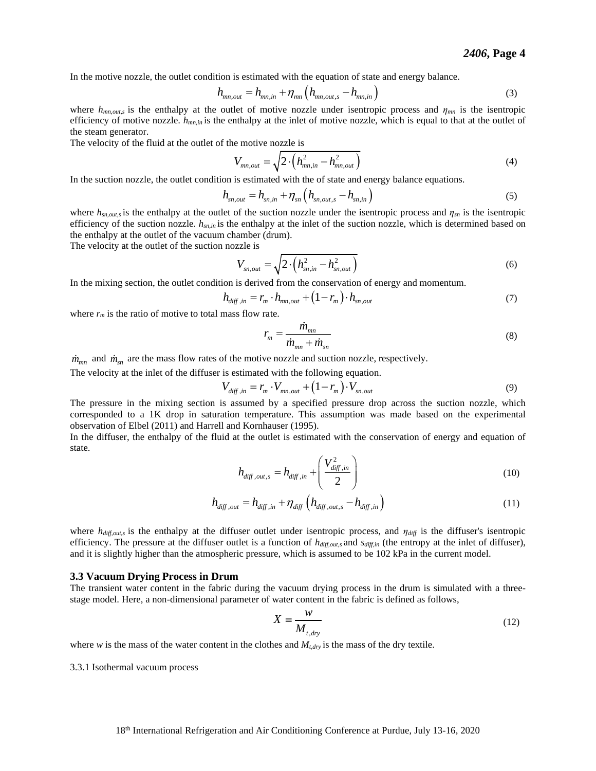In the motive nozzle, the outlet condition is estimated with the equation of state and energy balance.

$$h_{mn,out} = h_{mn,in} + \eta_{mn}\left(h_{mn,out,s} - h_{mn,in}\right) \tag{3}$$

where $h_{mn,out,s}$ is the enthalpy at the outlet of motive nozzle under isentropic process and $\eta_{mn}$ is the isentropic efficiency of motive nozzle. $h_{mn,in}$ is the enthalpy at the inlet of motive nozzle, which is equal to that at the outlet of the steam generator.

The velocity of the fluid at the outlet of the motive nozzle is

$$V_{mn,out} = \sqrt{2\cdot\left(h_{mn,in}^2 - h_{mn,out}^2\right)} \tag{4}$$

In the suction nozzle, the outlet condition is estimated with the of state and energy balance equations.

$$h_{sn,out} = h_{sn,in} + \eta_{sn}\left(h_{sn,out,s} - h_{sn,in}\right) \tag{5}$$

where $h_{sn,out,s}$ is the enthalpy at the outlet of the suction nozzle under the isentropic process and $\eta_{sn}$ is the isentropic efficiency of the suction nozzle. $h_{sn,in}$ is the enthalpy at the inlet of the suction nozzle, which is determined based on the enthalpy at the outlet of the vacuum chamber (drum).

The velocity at the outlet of the suction nozzle is

$$V_{sn,out} = \sqrt{2\cdot\left(h_{sn,in}^2 - h_{sn,out}^2\right)} \tag{6}$$

In the mixing section, the outlet condition is derived from the conservation of energy and momentum.

$$h_{diff,in} = r_m \cdot h_{mn,out} + \left(1 - r_m\right)\cdot h_{sn,out} \tag{7}$$

where $r_m$ is the ratio of motive to total mass flow rate.

$$r_m = \frac{\dot{m}_{mn}}{\dot{m}_{mn} + \dot{m}_{sn}} \tag{8}$$

$\dot{m}_{mn}$ and $\dot{m}_{sn}$ are the mass flow rates of the motive nozzle and suction nozzle, respectively.

The velocity at the inlet of the diffuser is estimated with the following equation.

$$V_{diff,in} = r_m \cdot V_{mn,out} + \left(1 - r_m\right)\cdot V_{sn,out} \tag{9}$$

The pressure in the mixing section is assumed by a specified pressure drop across the suction nozzle, which corresponded to a 1K drop in saturation temperature. This assumption was made based on the experimental observation of Elbel (2011) and Harrell and Kornhauser (1995).

In the diffuser, the enthalpy of the fluid at the outlet is estimated with the conservation of energy and equation of state.

$$h_{diff,out,s} = h_{diff,in} + \left(\frac{V_{diff,in}^2}{2}\right) \tag{10}$$

$$h_{diff,out} = h_{diff,in} + \eta_{diff}\left(h_{diff,out,s} - h_{diff,in}\right) \tag{11}$$

where $h_{diff,out,s}$ is the enthalpy at the diffuser outlet under isentropic process, and $\eta_{diff}$ is the diffuser's isentropic efficiency. The pressure at the diffuser outlet is a function of $h_{diff,out,s}$ and $s_{diff,in}$ (the entropy at the inlet of diffuser), and it is slightly higher than the atmospheric pressure, which is assumed to be 102 kPa in the current model.

### 3.3 Vacuum Drying Process in Drum

The transient water content in the fabric during the vacuum drying process in the drum is simulated with a three-stage model. Here, a non-dimensional parameter of water content in the fabric is defined as follows,

$$X \equiv \frac{w}{M_{t,dry}} \tag{12}$$

where $w$ is the mass of the water content in the clothes and $M_{t,dry}$ is the mass of the dry textile.

3.3.1 Isothermal vacuum process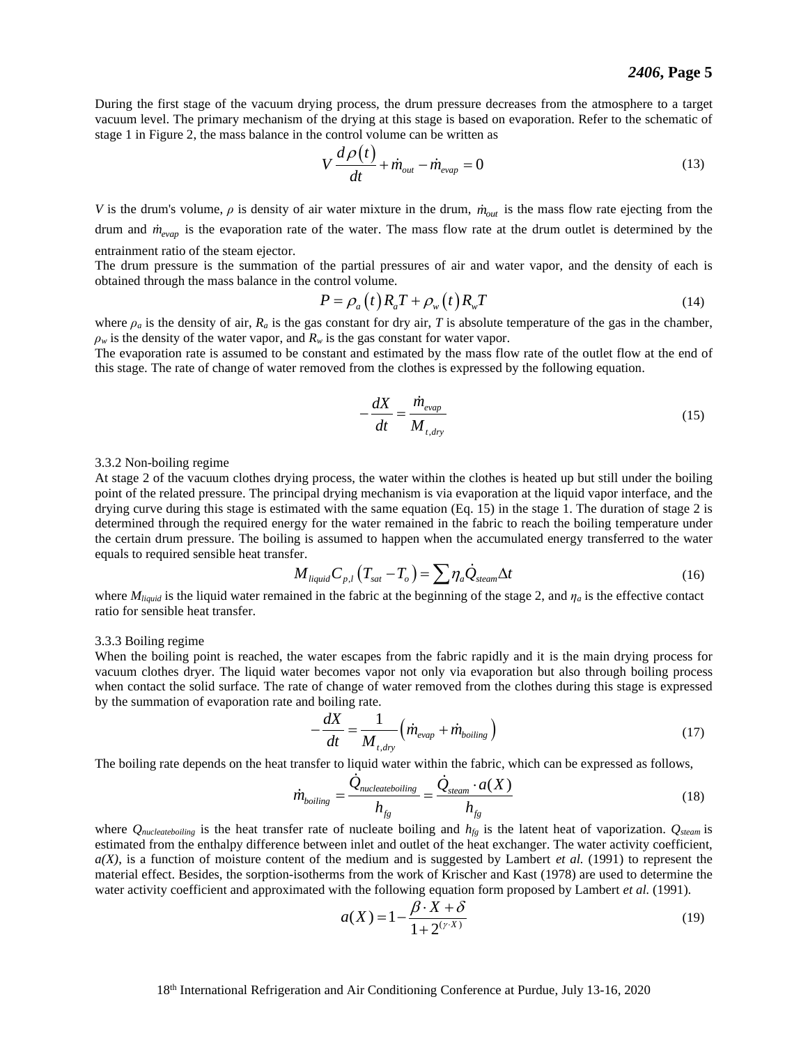During the first stage of the vacuum drying process, the drum pressure decreases from the atmosphere to a target vacuum level. The primary mechanism of the drying at this stage is based on evaporation. Refer to the schematic of stage 1 in Figure 2, the mass balance in the control volume can be written as

$$V\frac{d\rho(t)}{dt}+\dot{m}_{out}-\dot{m}_{evap}=0 \tag{13}$$

$V$ is the drum's volume, $\rho$ is density of air water mixture in the drum, $\dot{m}_{out}$ is the mass flow rate ejecting from the drum and $\dot{m}_{evap}$ is the evaporation rate of the water. The mass flow rate at the drum outlet is determined by the entrainment ratio of the steam ejector.

The drum pressure is the summation of the partial pressures of air and water vapor, and the density of each is obtained through the mass balance in the control volume.

$$P=\rho_a(t)R_aT+\rho_w(t)R_wT \tag{14}$$

where $\rho_a$ is the density of air, $R_a$ is the gas constant for dry air, $T$ is absolute temperature of the gas in the chamber, $\rho_w$ is the density of the water vapor, and $R_w$ is the gas constant for water vapor.

The evaporation rate is assumed to be constant and estimated by the mass flow rate of the outlet flow at the end of this stage. The rate of change of water removed from the clothes is expressed by the following equation.

$$-\frac{dX}{dt}=\frac{\dot{m}_{evap}}{M_{t,dry}} \tag{15}$$

3.3.2 Non-boiling regime

At stage 2 of the vacuum clothes drying process, the water within the clothes is heated up but still under the boiling point of the related pressure. The principal drying mechanism is via evaporation at the liquid vapor interface, and the drying curve during this stage is estimated with the same equation (Eq. 15) in the stage 1. The duration of stage 2 is determined through the required energy for the water remained in the fabric to reach the boiling temperature under the certain drum pressure. The boiling is assumed to happen when the accumulated energy transferred to the water equals to required sensible heat transfer.

$$M_{liquid}C_{p,l}\left(T_{sat}-T_o\right)=\sum\eta_a\dot{Q}_{steam}\Delta t \tag{16}$$

where $M_{liquid}$ is the liquid water remained in the fabric at the beginning of the stage 2, and $\eta_a$ is the effective contact ratio for sensible heat transfer.

3.3.3 Boiling regime

When the boiling point is reached, the water escapes from the fabric rapidly and it is the main drying process for vacuum clothes dryer. The liquid water becomes vapor not only via evaporation but also through boiling process when contact the solid surface. The rate of change of water removed from the clothes during this stage is expressed by the summation of evaporation rate and boiling rate.

$$-\frac{dX}{dt}=\frac{1}{M_{t,dry}}\left(\dot{m}_{evap}+\dot{m}_{boiling}\right) \tag{17}$$

The boiling rate depends on the heat transfer to liquid water within the fabric, which can be expressed as follows,

$$\dot{m}_{boiling}=\frac{\dot{Q}_{nucleateboiling}}{h_{fg}}=\frac{\dot{Q}_{steam}\cdot a(X)}{h_{fg}} \tag{18}$$

where $Q_{nucleateboiling}$ is the heat transfer rate of nucleate boiling and $h_{fg}$ is the latent heat of vaporization. $Q_{steam}$ is estimated from the enthalpy difference between inlet and outlet of the heat exchanger. The water activity coefficient, $a(X)$, is a function of moisture content of the medium and is suggested by Lambert *et al.* (1991) to represent the material effect. Besides, the sorption-isotherms from the work of Krischer and Kast (1978) are used to determine the water activity coefficient and approximated with the following equation form proposed by Lambert *et al.* (1991).

$$a(X)=1-\frac{\beta\cdot X+\delta}{1+2^{(\gamma\cdot X)}} \tag{19}$$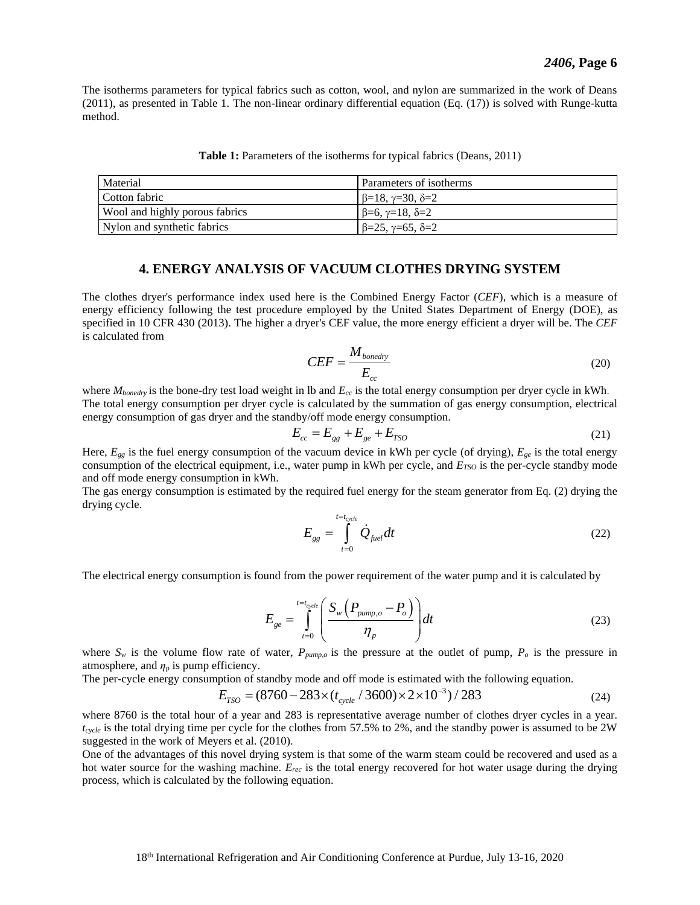The isotherms parameters for typical fabrics such as cotton, wool, and nylon are summarized in the work of Deans (2011), as presented in Table 1. The non-linear ordinary differential equation (Eq. (17)) is solved with Runge-kutta method.

**Table 1:** Parameters of the isotherms for typical fabrics (Deans, 2011)

| Material | Parameters of isotherms |
|---|---|
| Cotton fabric | $\beta$=18, $\gamma$=30, $\delta$=2 |
| Wool and highly porous fabrics | $\beta$=6, $\gamma$=18, $\delta$=2 |
| Nylon and synthetic fabrics | $\beta$=25, $\gamma$=65, $\delta$=2 |

## 4. ENERGY ANALYSIS OF VACUUM CLOTHES DRYING SYSTEM

The clothes dryer's performance index used here is the Combined Energy Factor (*CEF*), which is a measure of energy efficiency following the test procedure employed by the United States Department of Energy (DOE), as specified in 10 CFR 430 (2013). The higher a dryer's CEF value, the more energy efficient a dryer will be. The *CEF* is calculated from

$$CEF = \frac{M_{bonedry}}{E_{cc}} \tag{20}$$

where $M_{bonedry}$ is the bone-dry test load weight in lb and $E_{cc}$ is the total energy consumption per dryer cycle in kWh. The total energy consumption per dryer cycle is calculated by the summation of gas energy consumption, electrical energy consumption of gas dryer and the standby/off mode energy consumption.

$$E_{cc} = E_{gg} + E_{ge} + E_{TSO} \tag{21}$$

Here, $E_{gg}$ is the fuel energy consumption of the vacuum device in kWh per cycle (of drying), $E_{ge}$ is the total energy consumption of the electrical equipment, i.e., water pump in kWh per cycle, and $E_{TSO}$ is the per-cycle standby mode and off mode energy consumption in kWh.

The gas energy consumption is estimated by the required fuel energy for the steam generator from Eq. (2) drying the drying cycle.

$$E_{gg} = \int_{t=0}^{t=t_{cycle}} \dot{Q}_{fuel} dt \tag{22}$$

The electrical energy consumption is found from the power requirement of the water pump and it is calculated by

$$E_{ge} = \int_{t=0}^{t=t_{cycle}} \left( \frac{S_w \left( P_{pump,o} - P_o \right)}{\eta_p} \right) dt \tag{23}$$

where $S_w$ is the volume flow rate of water, $P_{pump,o}$ is the pressure at the outlet of pump, $P_o$ is the pressure in atmosphere, and $\eta_p$ is pump efficiency.

The per-cycle energy consumption of standby mode and off mode is estimated with the following equation.

$$E_{TSO} = (8760 - 283 \times (t_{cycle} / 3600) \times 2 \times 10^{-3}) / 283 \tag{24}$$

where 8760 is the total hour of a year and 283 is representative average number of clothes dryer cycles in a year. $t_{cycle}$ is the total drying time per cycle for the clothes from 57.5% to 2%, and the standby power is assumed to be 2W suggested in the work of Meyers et al. (2010).

One of the advantages of this novel drying system is that some of the warm steam could be recovered and used as a hot water source for the washing machine. $E_{rec}$ is the total energy recovered for hot water usage during the drying process, which is calculated by the following equation.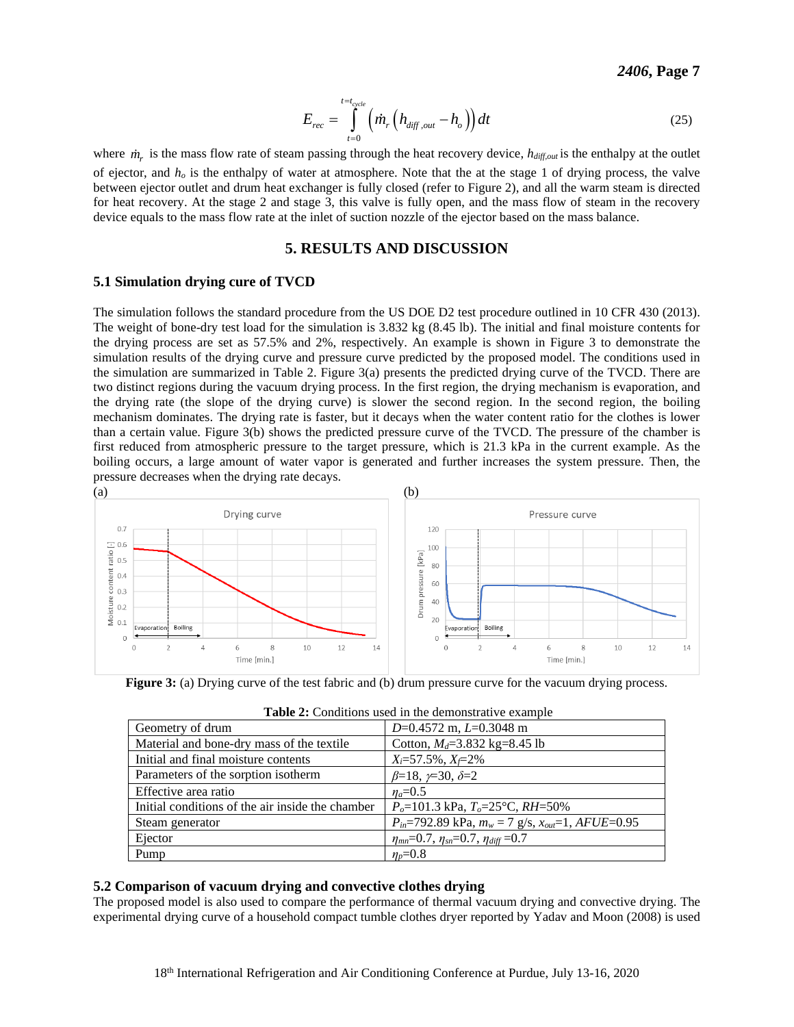$$E_{rec} = \int_{t=0}^{t=t_{cycle}} \left( \dot{m}_r \left( h_{diff,out} - h_o \right) \right) dt \tag{25}$$

where $\dot{m}_r$ is the mass flow rate of steam passing through the heat recovery device, $h_{diff,out}$ is the enthalpy at the outlet of ejector, and $h_o$ is the enthalpy of water at atmosphere. Note that the at the stage 1 of drying process, the valve between ejector outlet and drum heat exchanger is fully closed (refer to Figure 2), and all the warm steam is directed for heat recovery. At the stage 2 and stage 3, this valve is fully open, and the mass flow of steam in the recovery device equals to the mass flow rate at the inlet of suction nozzle of the ejector based on the mass balance.

## 5. RESULTS AND DISCUSSION

### 5.1 Simulation drying cure of TVCD

The simulation follows the standard procedure from the US DOE D2 test procedure outlined in 10 CFR 430 (2013). The weight of bone-dry test load for the simulation is 3.832 kg (8.45 lb). The initial and final moisture contents for the drying process are set as 57.5% and 2%, respectively. An example is shown in Figure 3 to demonstrate the simulation results of the drying curve and pressure curve predicted by the proposed model. The conditions used in the simulation are summarized in Table 2. Figure 3(a) presents the predicted drying curve of the TVCD. There are two distinct regions during the vacuum drying process. In the first region, the drying mechanism is evaporation, and the drying rate (the slope of the drying curve) is slower the second region. In the second region, the boiling mechanism dominates. The drying rate is faster, but it decays when the water content ratio for the clothes is lower than a certain value. Figure 3(b) shows the predicted pressure curve of the TVCD. The pressure of the chamber is first reduced from atmospheric pressure to the target pressure, which is 21.3 kPa in the current example. As the boiling occurs, a large amount of water vapor is generated and further increases the system pressure. Then, the pressure decreases when the drying rate decays.

**Figure 3:** (a) Drying curve of the test fabric and (b) drum pressure curve for the vacuum drying process.

**Table 2:** Conditions used in the demonstrative example

| Parameter | Value |
|---|---|
| Geometry of drum | $D$=0.4572 m, $L$=0.3048 m |
| Material and bone-dry mass of the textile | Cotton, $M_d$=3.832 kg=8.45 lb |
| Initial and final moisture contents | $X_i$=57.5%, $X_f$=2% |
| Parameters of the sorption isotherm | $\beta$=18, $\gamma$=30, $\delta$=2 |
| Effective area ratio | $\eta_a$=0.5 |
| Initial conditions of the air inside the chamber | $P_o$=101.3 kPa, $T_o$=25°C, $RH$=50% |
| Steam generator | $P_{in}$=792.89 kPa, $m_w$ = 7 g/s, $x_{out}$=1, $AFUE$=0.95 |
| Ejector | $\eta_{mn}$=0.7, $\eta_{sn}$=0.7, $\eta_{diff}$ =0.7 |
| Pump | $\eta_p$=0.8 |

### 5.2 Comparison of vacuum drying and convective clothes drying

The proposed model is also used to compare the performance of thermal vacuum drying and convective drying. The experimental drying curve of a household compact tumble clothes dryer reported by Yadav and Moon (2008) is used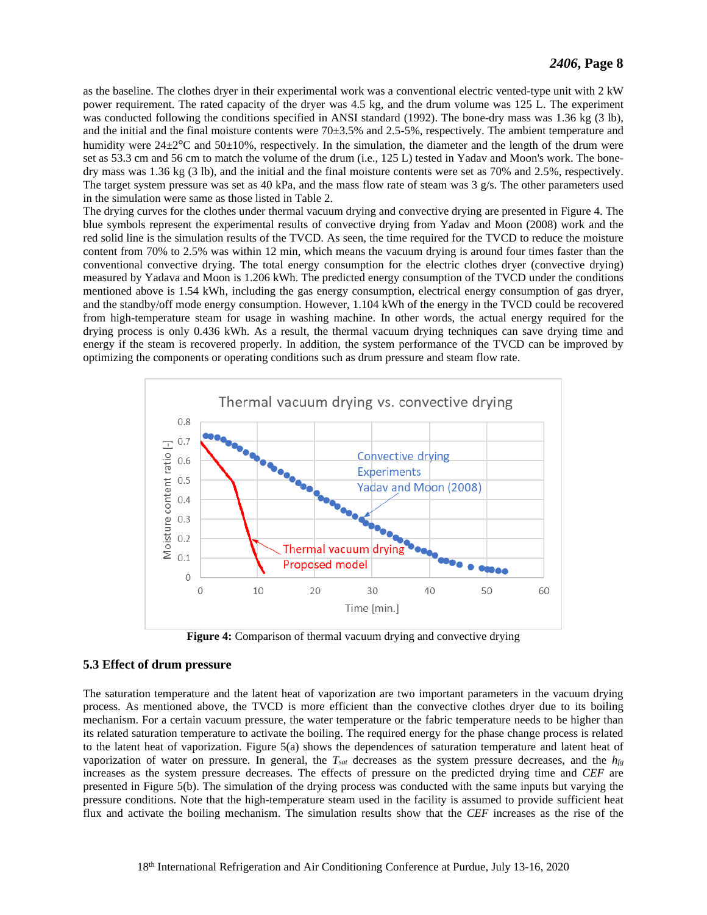as the baseline. The clothes dryer in their experimental work was a conventional electric vented-type unit with 2 kW power requirement. The rated capacity of the dryer was 4.5 kg, and the drum volume was 125 L. The experiment was conducted following the conditions specified in ANSI standard (1992). The bone-dry mass was 1.36 kg (3 lb), and the initial and the final moisture contents were 70±3.5% and 2.5-5%, respectively. The ambient temperature and humidity were 24±2°C and 50±10%, respectively. In the simulation, the diameter and the length of the drum were set as 53.3 cm and 56 cm to match the volume of the drum (i.e., 125 L) tested in Yadav and Moon's work. The bone-dry mass was 1.36 kg (3 lb), and the initial and the final moisture contents were set as 70% and 2.5%, respectively. The target system pressure was set as 40 kPa, and the mass flow rate of steam was 3 g/s. The other parameters used in the simulation were same as those listed in Table 2.

The drying curves for the clothes under thermal vacuum drying and convective drying are presented in Figure 4. The blue symbols represent the experimental results of convective drying from Yadav and Moon (2008) work and the red solid line is the simulation results of the TVCD. As seen, the time required for the TVCD to reduce the moisture content from 70% to 2.5% was within 12 min, which means the vacuum drying is around four times faster than the conventional convective drying. The total energy consumption for the electric clothes dryer (convective drying) measured by Yadava and Moon is 1.206 kWh. The predicted energy consumption of the TVCD under the conditions mentioned above is 1.54 kWh, including the gas energy consumption, electrical energy consumption of gas dryer, and the standby/off mode energy consumption. However, 1.104 kWh of the energy in the TVCD could be recovered from high-temperature steam for usage in washing machine. In other words, the actual energy required for the drying process is only 0.436 kWh. As a result, the thermal vacuum drying techniques can save drying time and energy if the steam is recovered properly. In addition, the system performance of the TVCD can be improved by optimizing the components or operating conditions such as drum pressure and steam flow rate.

**Figure 4:** Comparison of thermal vacuum drying and convective drying

### 5.3 Effect of drum pressure

The saturation temperature and the latent heat of vaporization are two important parameters in the vacuum drying process. As mentioned above, the TVCD is more efficient than the convective clothes dryer due to its boiling mechanism. For a certain vacuum pressure, the water temperature or the fabric temperature needs to be higher than its related saturation temperature to activate the boiling. The required energy for the phase change process is related to the latent heat of vaporization. Figure 5(a) shows the dependences of saturation temperature and latent heat of vaporization of water on pressure. In general, the $T_{sat}$ decreases as the system pressure decreases, and the $h_{fg}$ increases as the system pressure decreases. The effects of pressure on the predicted drying time and *CEF* are presented in Figure 5(b). The simulation of the drying process was conducted with the same inputs but varying the pressure conditions. Note that the high-temperature steam used in the facility is assumed to provide sufficient heat flux and activate the boiling mechanism. The simulation results show that the *CEF* increases as the rise of the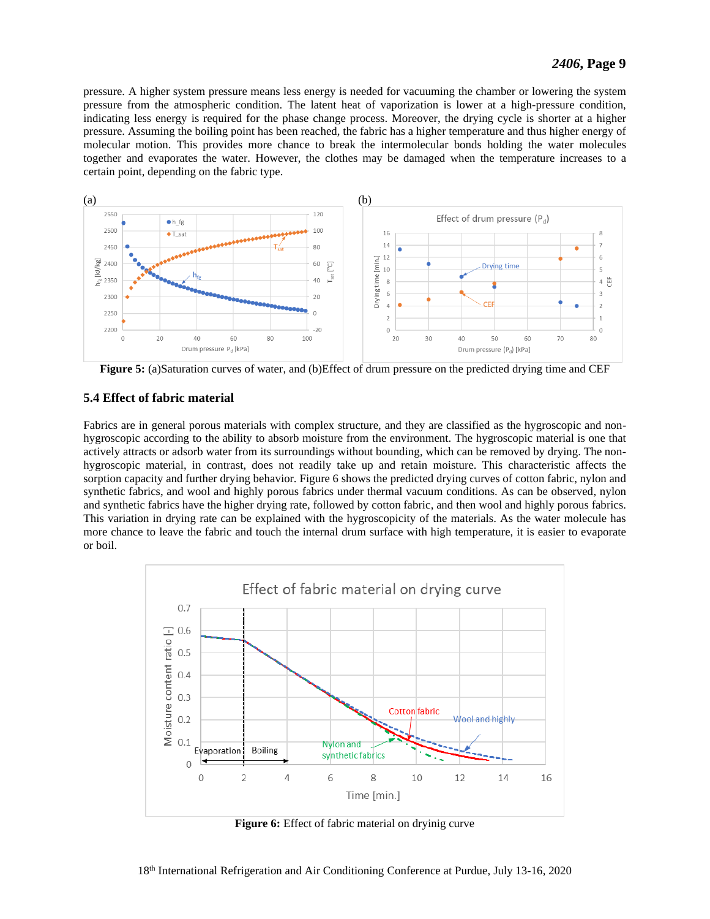pressure. A higher system pressure means less energy is needed for vacuuming the chamber or lowering the system pressure from the atmospheric condition. The latent heat of vaporization is lower at a high-pressure condition, indicating less energy is required for the phase change process. Moreover, the drying cycle is shorter at a higher pressure. Assuming the boiling point has been reached, the fabric has a higher temperature and thus higher energy of molecular motion. This provides more chance to break the intermolecular bonds holding the water molecules together and evaporates the water. However, the clothes may be damaged when the temperature increases to a certain point, depending on the fabric type.

**Figure 5:** (a)Saturation curves of water, and (b)Effect of drum pressure on the predicted drying time and CEF

### 5.4 Effect of fabric material

Fabrics are in general porous materials with complex structure, and they are classified as the hygroscopic and non-hygroscopic according to the ability to absorb moisture from the environment. The hygroscopic material is one that actively attracts or adsorb water from its surroundings without bounding, which can be removed by drying. The non-hygroscopic material, in contrast, does not readily take up and retain moisture. This characteristic affects the sorption capacity and further drying behavior. Figure 6 shows the predicted drying curves of cotton fabric, nylon and synthetic fabrics, and wool and highly porous fabrics under thermal vacuum conditions. As can be observed, nylon and synthetic fabrics have the higher drying rate, followed by cotton fabric, and then wool and highly porous fabrics. This variation in drying rate can be explained with the hygroscopicity of the materials. As the water molecule has more chance to leave the fabric and touch the internal drum surface with high temperature, it is easier to evaporate or boil.

**Figure 6:** Effect of fabric material on dryinig curve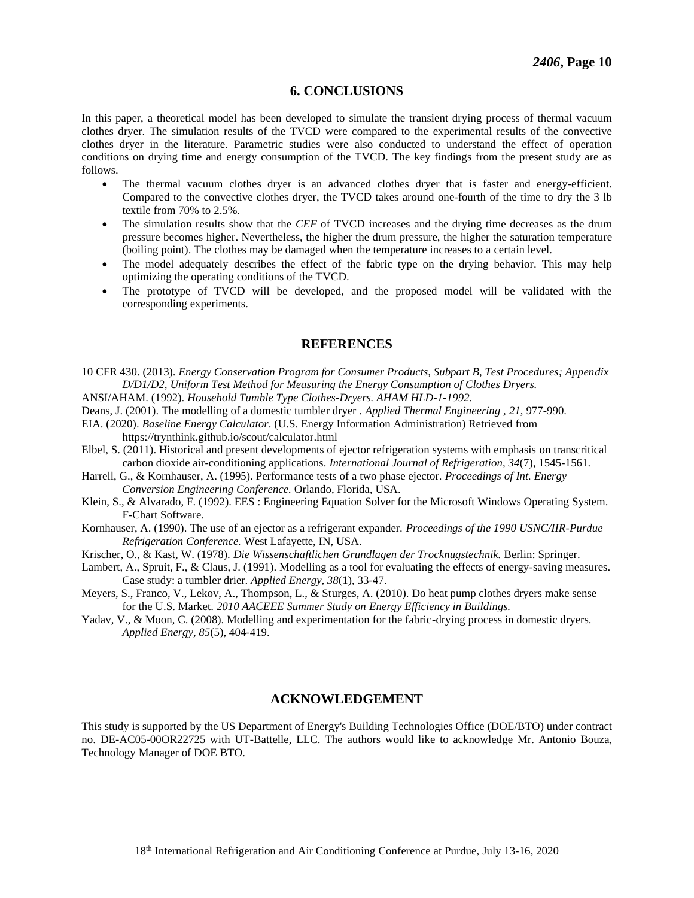## 6. CONCLUSIONS

In this paper, a theoretical model has been developed to simulate the transient drying process of thermal vacuum clothes dryer. The simulation results of the TVCD were compared to the experimental results of the convective clothes dryer in the literature. Parametric studies were also conducted to understand the effect of operation conditions on drying time and energy consumption of the TVCD. The key findings from the present study are as follows.

- The thermal vacuum clothes dryer is an advanced clothes dryer that is faster and energy-efficient. Compared to the convective clothes dryer, the TVCD takes around one-fourth of the time to dry the 3 lb textile from 70% to 2.5%.
- The simulation results show that the *CEF* of TVCD increases and the drying time decreases as the drum pressure becomes higher. Nevertheless, the higher the drum pressure, the higher the saturation temperature (boiling point). The clothes may be damaged when the temperature increases to a certain level.
- The model adequately describes the effect of the fabric type on the drying behavior. This may help optimizing the operating conditions of the TVCD.
- The prototype of TVCD will be developed, and the proposed model will be validated with the corresponding experiments.

## REFERENCES

10 CFR 430. (2013). *Energy Conservation Program for Consumer Products, Subpart B, Test Procedures; Appendix D/D1/D2, Uniform Test Method for Measuring the Energy Consumption of Clothes Dryers.*

ANSI/AHAM. (1992). *Household Tumble Type Clothes-Dryers. AHAM HLD-1-1992.*

Deans, J. (2001). The modelling of a domestic tumbler dryer . *Applied Thermal Engineering , 21*, 977-990.

EIA. (2020). *Baseline Energy Calculator*. (U.S. Energy Information Administration) Retrieved from https://trynthink.github.io/scout/calculator.html

Elbel, S. (2011). Historical and present developments of ejector refrigeration systems with emphasis on transcritical carbon dioxide air-conditioning applications. *International Journal of Refrigeration, 34*(7), 1545-1561.

Harrell, G., & Kornhauser, A. (1995). Performance tests of a two phase ejector. *Proceedings of Int. Energy Conversion Engineering Conference.* Orlando, Florida, USA.

Klein, S., & Alvarado, F. (1992). EES : Engineering Equation Solver for the Microsoft Windows Operating System. F-Chart Software.

Kornhauser, A. (1990). The use of an ejector as a refrigerant expander. *Proceedings of the 1990 USNC/IIR-Purdue Refrigeration Conference.* West Lafayette, IN, USA.

Krischer, O., & Kast, W. (1978). *Die Wissenschaftlichen Grundlagen der Trocknugstechnik.* Berlin: Springer.

Lambert, A., Spruit, F., & Claus, J. (1991). Modelling as a tool for evaluating the effects of energy-saving measures. Case study: a tumbler drier. *Applied Energy, 38*(1), 33-47.

Meyers, S., Franco, V., Lekov, A., Thompson, L., & Sturges, A. (2010). Do heat pump clothes dryers make sense for the U.S. Market. *2010 AACEEE Summer Study on Energy Efficiency in Buildings.*

Yadav, V., & Moon, C. (2008). Modelling and experimentation for the fabric-drying process in domestic dryers. *Applied Energy, 85*(5), 404-419.

## ACKNOWLEDGEMENT

This study is supported by the US Department of Energy's Building Technologies Office (DOE/BTO) under contract no. DE-AC05-00OR22725 with UT-Battelle, LLC. The authors would like to acknowledge Mr. Antonio Bouza, Technology Manager of DOE BTO.